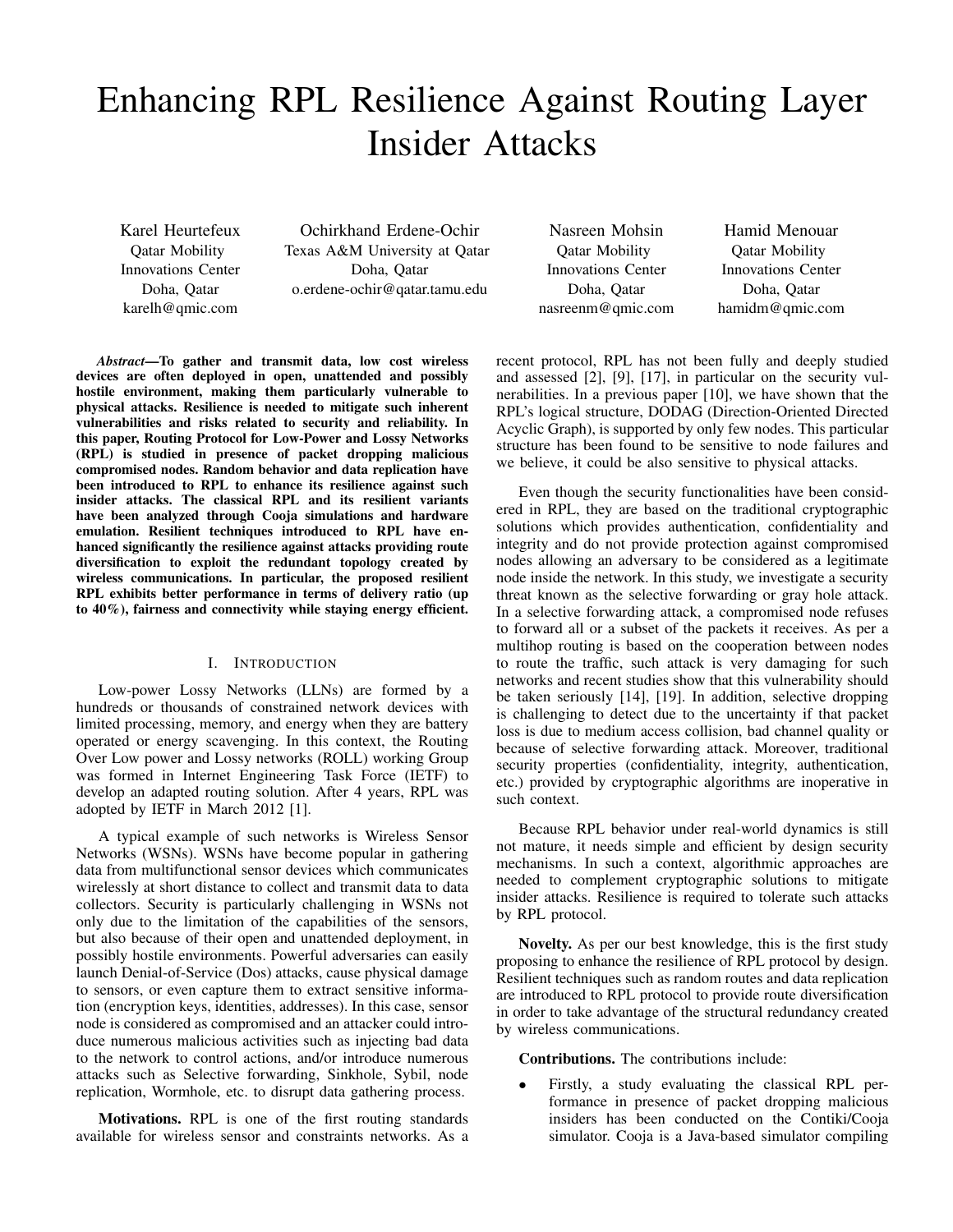# Enhancing RPL Resilience Against Routing Layer Insider Attacks

Karel Heurtefeux
Qatar Mobility Innovations Center
Doha, Qatar
karelh@qmic.com

Ochirkhand Erdene-Ochir
Texas A&M University at Qatar
Doha, Qatar
o.erdene-ochir@qatar.tamu.edu

Nasreen Mohsin
Qatar Mobility Innovations Center
Doha, Qatar
nasreenm@qmic.com

Hamid Menouar
Qatar Mobility Innovations Center
Doha, Qatar
hamidm@qmic.com

***Abstract*—To gather and transmit data, low cost wireless devices are often deployed in open, unattended and possibly hostile environment, making them particularly vulnerable to physical attacks. Resilience is needed to mitigate such inherent vulnerabilities and risks related to security and reliability. In this paper, Routing Protocol for Low-Power and Lossy Networks (RPL) is studied in presence of packet dropping malicious compromised nodes. Random behavior and data replication have been introduced to RPL to enhance its resilience against such insider attacks. The classical RPL and its resilient variants have been analyzed through Cooja simulations and hardware emulation. Resilient techniques introduced to RPL have enhanced significantly the resilience against attacks providing route diversification to exploit the redundant topology created by wireless communications. In particular, the proposed resilient RPL exhibits better performance in terms of delivery ratio (up to 40%), fairness and connectivity while staying energy efficient.**

## I. Introduction

Low-power Lossy Networks (LLNs) are formed by a hundreds or thousands of constrained network devices with limited processing, memory, and energy when they are battery operated or energy scavenging. In this context, the Routing Over Low power and Lossy networks (ROLL) working Group was formed in Internet Engineering Task Force (IETF) to develop an adapted routing solution. After 4 years, RPL was adopted by IETF in March 2012 [1].

A typical example of such networks is Wireless Sensor Networks (WSNs). WSNs have become popular in gathering data from multifunctional sensor devices which communicates wirelessly at short distance to collect and transmit data to data collectors. Security is particularly challenging in WSNs not only due to the limitation of the capabilities of the sensors, but also because of their open and unattended deployment, in possibly hostile environments. Powerful adversaries can easily launch Denial-of-Service (Dos) attacks, cause physical damage to sensors, or even capture them to extract sensitive information (encryption keys, identities, addresses). In this case, sensor node is considered as compromised and an attacker could introduce numerous malicious activities such as injecting bad data to the network to control actions, and/or introduce numerous attacks such as Selective forwarding, Sinkhole, Sybil, node replication, Wormhole, etc. to disrupt data gathering process.

**Motivations.** RPL is one of the first routing standards available for wireless sensor and constraints networks. As a recent protocol, RPL has not been fully and deeply studied and assessed [2], [9], [17], in particular on the security vulnerabilities. In a previous paper [10], we have shown that the RPL's logical structure, DODAG (Direction-Oriented Directed Acyclic Graph), is supported by only few nodes. This particular structure has been found to be sensitive to node failures and we believe, it could be also sensitive to physical attacks.

Even though the security functionalities have been considered in RPL, they are based on the traditional cryptographic solutions which provides authentication, confidentiality and integrity and do not provide protection against compromised nodes allowing an adversary to be considered as a legitimate node inside the network. In this study, we investigate a security threat known as the selective forwarding or gray hole attack. In a selective forwarding attack, a compromised node refuses to forward all or a subset of the packets it receives. As per a multihop routing is based on the cooperation between nodes to route the traffic, such attack is very damaging for such networks and recent studies show that this vulnerability should be taken seriously [14], [19]. In addition, selective dropping is challenging to detect due to the uncertainty if that packet loss is due to medium access collision, bad channel quality or because of selective forwarding attack. Moreover, traditional security properties (confidentiality, integrity, authentication, etc.) provided by cryptographic algorithms are inoperative in such context.

Because RPL behavior under real-world dynamics is still not mature, it needs simple and efficient by design security mechanisms. In such a context, algorithmic approaches are needed to complement cryptographic solutions to mitigate insider attacks. Resilience is required to tolerate such attacks by RPL protocol.

**Novelty.** As per our best knowledge, this is the first study proposing to enhance the resilience of RPL protocol by design. Resilient techniques such as random routes and data replication are introduced to RPL protocol to provide route diversification in order to take advantage of the structural redundancy created by wireless communications.

**Contributions.** The contributions include:

- Firstly, a study evaluating the classical RPL performance in presence of packet dropping malicious insiders has been conducted on the Contiki/Cooja simulator. Cooja is a Java-based simulator compiling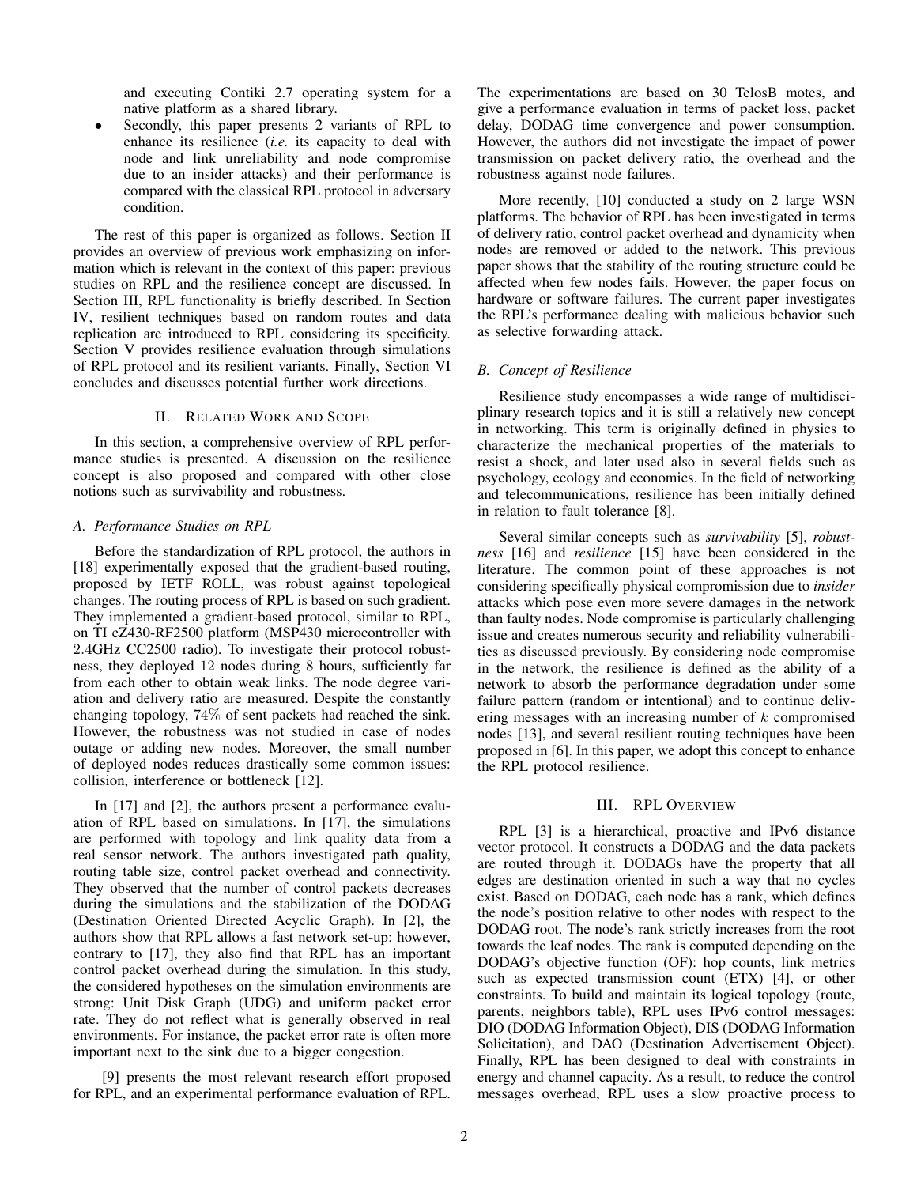and executing Contiki 2.7 operating system for a native platform as a shared library.

- Secondly, this paper presents 2 variants of RPL to enhance its resilience (*i.e.* its capacity to deal with node and link unreliability and node compromise due to an insider attacks) and their performance is compared with the classical RPL protocol in adversary condition.

The rest of this paper is organized as follows. Section II provides an overview of previous work emphasizing on information which is relevant in the context of this paper: previous studies on RPL and the resilience concept are discussed. In Section III, RPL functionality is briefly described. In Section IV, resilient techniques based on random routes and data replication are introduced to RPL considering its specificity. Section V provides resilience evaluation through simulations of RPL protocol and its resilient variants. Finally, Section VI concludes and discusses potential further work directions.

## II. Related Work and Scope

In this section, a comprehensive overview of RPL performance studies is presented. A discussion on the resilience concept is also proposed and compared with other close notions such as survivability and robustness.

### A. Performance Studies on RPL

Before the standardization of RPL protocol, the authors in [18] experimentally exposed that the gradient-based routing, proposed by IETF ROLL, was robust against topological changes. The routing process of RPL is based on such gradient. They implemented a gradient-based protocol, similar to RPL, on TI eZ430-RF2500 platform (MSP430 microcontroller with $2.4$GHz CC2500 radio). To investigate their protocol robustness, they deployed $12$ nodes during $8$ hours, sufficiently far from each other to obtain weak links. The node degree variation and delivery ratio are measured. Despite the constantly changing topology, $74\%$ of sent packets had reached the sink. However, the robustness was not studied in case of nodes outage or adding new nodes. Moreover, the small number of deployed nodes reduces drastically some common issues: collision, interference or bottleneck [12].

In [17] and [2], the authors present a performance evaluation of RPL based on simulations. In [17], the simulations are performed with topology and link quality data from a real sensor network. The authors investigated path quality, routing table size, control packet overhead and connectivity. They observed that the number of control packets decreases during the simulations and the stabilization of the DODAG (Destination Oriented Directed Acyclic Graph). In [2], the authors show that RPL allows a fast network set-up: however, contrary to [17], they also find that RPL has an important control packet overhead during the simulation. In this study, the considered hypotheses on the simulation environments are strong: Unit Disk Graph (UDG) and uniform packet error rate. They do not reflect what is generally observed in real environments. For instance, the packet error rate is often more important next to the sink due to a bigger congestion.

[9] presents the most relevant research effort proposed for RPL, and an experimental performance evaluation of RPL. The experimentations are based on 30 TelosB motes, and give a performance evaluation in terms of packet loss, packet delay, DODAG time convergence and power consumption. However, the authors did not investigate the impact of power transmission on packet delivery ratio, the overhead and the robustness against node failures.

More recently, [10] conducted a study on 2 large WSN platforms. The behavior of RPL has been investigated in terms of delivery ratio, control packet overhead and dynamicity when nodes are removed or added to the network. This previous paper shows that the stability of the routing structure could be affected when few nodes fails. However, the paper focus on hardware or software failures. The current paper investigates the RPL's performance dealing with malicious behavior such as selective forwarding attack.

### B. Concept of Resilience

Resilience study encompasses a wide range of multidisciplinary research topics and it is still a relatively new concept in networking. This term is originally defined in physics to characterize the mechanical properties of the materials to resist a shock, and later used also in several fields such as psychology, ecology and economics. In the field of networking and telecommunications, resilience has been initially defined in relation to fault tolerance [8].

Several similar concepts such as *survivability* [5], *robustness* [16] and *resilience* [15] have been considered in the literature. The common point of these approaches is not considering specifically physical compromission due to *insider* attacks which pose even more severe damages in the network than faulty nodes. Node compromise is particularly challenging issue and creates numerous security and reliability vulnerabilities as discussed previously. By considering node compromise in the network, the resilience is defined as the ability of a network to absorb the performance degradation under some failure pattern (random or intentional) and to continue delivering messages with an increasing number of $k$ compromised nodes [13], and several resilient routing techniques have been proposed in [6]. In this paper, we adopt this concept to enhance the RPL protocol resilience.

## III. RPL Overview

RPL [3] is a hierarchical, proactive and IPv6 distance vector protocol. It constructs a DODAG and the data packets are routed through it. DODAGs have the property that all edges are destination oriented in such a way that no cycles exist. Based on DODAG, each node has a rank, which defines the node's position relative to other nodes with respect to the DODAG root. The node's rank strictly increases from the root towards the leaf nodes. The rank is computed depending on the DODAG's objective function (OF): hop counts, link metrics such as expected transmission count (ETX) [4], or other constraints. To build and maintain its logical topology (route, parents, neighbors table), RPL uses IPv6 control messages: DIO (DODAG Information Object), DIS (DODAG Information Solicitation), and DAO (Destination Advertisement Object). Finally, RPL has been designed to deal with constraints in energy and channel capacity. As a result, to reduce the control messages overhead, RPL uses a slow proactive process to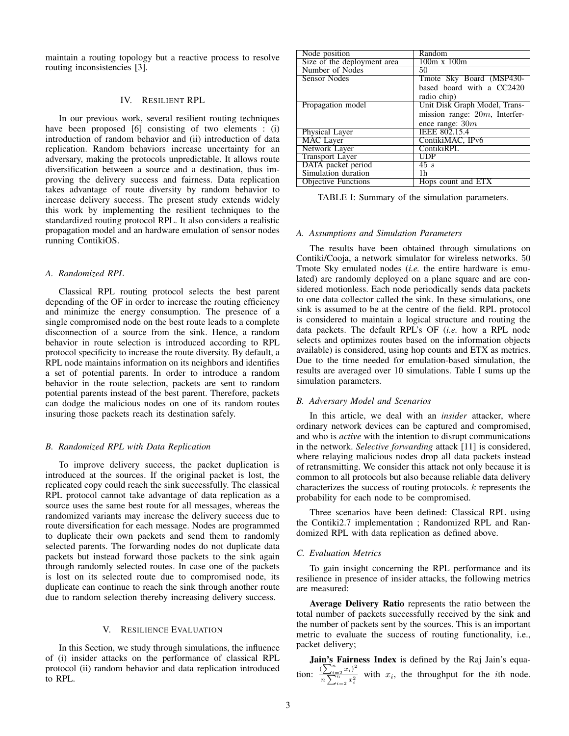maintain a routing topology but a reactive process to resolve routing inconsistencies [3].

## IV. Resilient RPL

In our previous work, several resilient routing techniques have been proposed [6] consisting of two elements : (i) introduction of random behavior and (ii) introduction of data replication. Random behaviors increase uncertainty for an adversary, making the protocols unpredictable. It allows route diversification between a source and a destination, thus improving the delivery success and fairness. Data replication takes advantage of route diversity by random behavior to increase delivery success. The present study extends widely this work by implementing the resilient techniques to the standardized routing protocol RPL. It also considers a realistic propagation model and an hardware emulation of sensor nodes running ContikiOS.

### A. Randomized RPL

Classical RPL routing protocol selects the best parent depending of the OF in order to increase the routing efficiency and minimize the energy consumption. The presence of a single compromised node on the best route leads to a complete disconnection of a source from the sink. Hence, a random behavior in route selection is introduced according to RPL protocol specificity to increase the route diversity. By default, a RPL node maintains information on its neighbors and identifies a set of potential parents. In order to introduce a random behavior in the route selection, packets are sent to random potential parents instead of the best parent. Therefore, packets can dodge the malicious nodes on one of its random routes insuring those packets reach its destination safely.

### B. Randomized RPL with Data Replication

To improve delivery success, the packet duplication is introduced at the sources. If the original packet is lost, the replicated copy could reach the sink successfully. The classical RPL protocol cannot take advantage of data replication as a source uses the same best route for all messages, whereas the randomized variants may increase the delivery success due to route diversification for each message. Nodes are programmed to duplicate their own packets and send them to randomly selected parents. The forwarding nodes do not duplicate data packets but instead forward those packets to the sink again through randomly selected routes. In case one of the packets is lost on its selected route due to compromised node, its duplicate can continue to reach the sink through another route due to random selection thereby increasing delivery success.

## V. Resilience Evaluation

In this Section, we study through simulations, the influence of (i) insider attacks on the performance of classical RPL protocol (ii) random behavior and data replication introduced to RPL.

| Parameter | Value |
|---|---|
| Node position | Random |
| Size of the deployment area | 100m x 100m |
| Number of Nodes | 50 |
| Sensor Nodes | Tmote Sky Board (MSP430-based board with a CC2420 radio chip) |
| Propagation model | Unit Disk Graph Model, Transmission range: $20m$, Interference range: $30m$ |
| Physical Layer | IEEE 802.15.4 |
| MAC Layer | ContikiMAC, IPv6 |
| Network Layer | ContikiRPL |
| Transport Layer | UDP |
| DATA packet period | $45\ s$ |
| Simulation duration | 1h |
| Objective Functions | Hops count and ETX |

TABLE I: Summary of the simulation parameters.

### A. Assumptions and Simulation Parameters

The results have been obtained through simulations on Contiki/Cooja, a network simulator for wireless networks. 50 Tmote Sky emulated nodes (*i.e.* the entire hardware is emulated) are randomly deployed on a plane square and are considered motionless. Each node periodically sends data packets to one data collector called the sink. In these simulations, one sink is assumed to be at the centre of the field. RPL protocol is considered to maintain a logical structure and routing the data packets. The default RPL's OF (*i.e.* how a RPL node selects and optimizes routes based on the information objects available) is considered, using hop counts and ETX as metrics. Due to the time needed for emulation-based simulation, the results are averaged over 10 simulations. Table I sums up the simulation parameters.

### B. Adversary Model and Scenarios

In this article, we deal with an *insider* attacker, where ordinary network devices can be captured and compromised, and who is *active* with the intention to disrupt communications in the network. *Selective forwarding* attack [11] is considered, where relaying malicious nodes drop all data packets instead of retransmitting. We consider this attack not only because it is common to all protocols but also because reliable data delivery characterizes the success of routing protocols. $k$ represents the probability for each node to be compromised.

Three scenarios have been defined: Classical RPL using the Contiki2.7 implementation ; Randomized RPL and Randomized RPL with data replication as defined above.

### C. Evaluation Metrics

To gain insight concerning the RPL performance and its resilience in presence of insider attacks, the following metrics are measured:

**Average Delivery Ratio** represents the ratio between the total number of packets successfully received by the sink and the number of packets sent by the sources. This is an important metric to evaluate the success of routing functionality, i.e., packet delivery;

**Jain's Fairness Index** is defined by the Raj Jain's equation: $\frac{(\sum_{i=2}^{n} x_i)^2}{n\sum_{i=2}^{n} x_i^2}$ with $x_i$, the throughput for the $i$th node.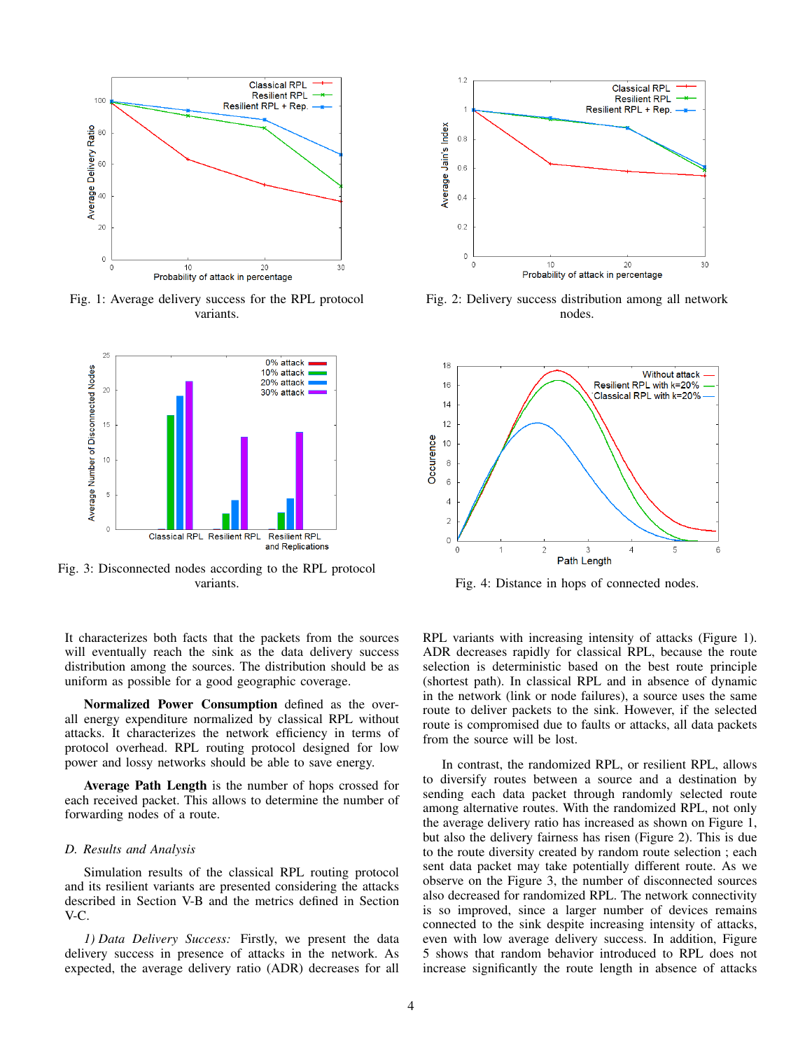Fig. 1: Average delivery success for the RPL protocol variants.

Fig. 2: Delivery success distribution among all network nodes.

Fig. 3: Disconnected nodes according to the RPL protocol variants.

Fig. 4: Distance in hops of connected nodes.

It characterizes both facts that the packets from the sources will eventually reach the sink as the data delivery success distribution among the sources. The distribution should be as uniform as possible for a good geographic coverage.

**Normalized Power Consumption** defined as the overall energy expenditure normalized by classical RPL without attacks. It characterizes the network efficiency in terms of protocol overhead. RPL routing protocol designed for low power and lossy networks should be able to save energy.

**Average Path Length** is the number of hops crossed for each received packet. This allows to determine the number of forwarding nodes of a route.

### *D. Results and Analysis*

Simulation results of the classical RPL routing protocol and its resilient variants are presented considering the attacks described in Section V-B and the metrics defined in Section V-C.

*1) Data Delivery Success:* Firstly, we present the data delivery success in presence of attacks in the network. As expected, the average delivery ratio (ADR) decreases for all RPL variants with increasing intensity of attacks (Figure 1). ADR decreases rapidly for classical RPL, because the route selection is deterministic based on the best route principle (shortest path). In classical RPL and in absence of dynamic in the network (link or node failures), a source uses the same route to deliver packets to the sink. However, if the selected route is compromised due to faults or attacks, all data packets from the source will be lost.

In contrast, the randomized RPL, or resilient RPL, allows to diversify routes between a source and a destination by sending each data packet through randomly selected route among alternative routes. With the randomized RPL, not only the average delivery ratio has increased as shown on Figure 1, but also the delivery fairness has risen (Figure 2). This is due to the route diversity created by random route selection ; each sent data packet may take potentially different route. As we observe on the Figure 3, the number of disconnected sources also decreased for randomized RPL. The network connectivity is so improved, since a larger number of devices remains connected to the sink despite increasing intensity of attacks, even with low average delivery success. In addition, Figure 5 shows that random behavior introduced to RPL does not increase significantly the route length in absence of attacks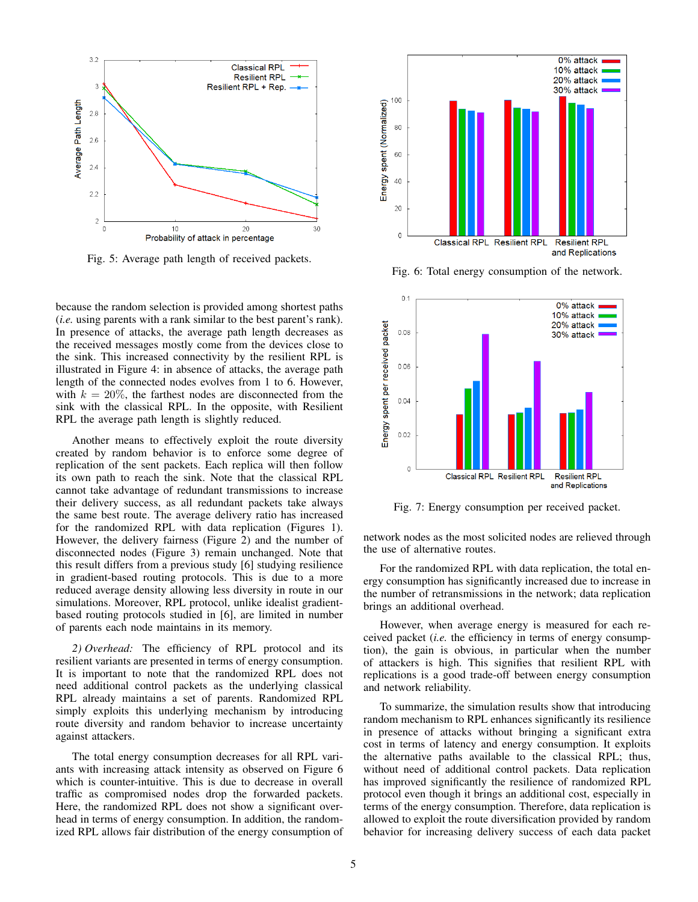Fig. 5: Average path length of received packets.

because the random selection is provided among shortest paths (*i.e.* using parents with a rank similar to the best parent's rank). In presence of attacks, the average path length decreases as the received messages mostly come from the devices close to the sink. This increased connectivity by the resilient RPL is illustrated in Figure 4: in absence of attacks, the average path length of the connected nodes evolves from 1 to 6. However, with $k = 20\%$, the farthest nodes are disconnected from the sink with the classical RPL. In the opposite, with Resilient RPL the average path length is slightly reduced.

Another means to effectively exploit the route diversity created by random behavior is to enforce some degree of replication of the sent packets. Each replica will then follow its own path to reach the sink. Note that the classical RPL cannot take advantage of redundant transmissions to increase their delivery success, as all redundant packets take always the same best route. The average delivery ratio has increased for the randomized RPL with data replication (Figures 1). However, the delivery fairness (Figure 2) and the number of disconnected nodes (Figure 3) remain unchanged. Note that this result differs from a previous study [6] studying resilience in gradient-based routing protocols. This is due to a more reduced average density allowing less diversity in route in our simulations. Moreover, RPL protocol, unlike idealist gradient-based routing protocols studied in [6], are limited in number of parents each node maintains in its memory.

*2) Overhead:* The efficiency of RPL protocol and its resilient variants are presented in terms of energy consumption. It is important to note that the randomized RPL does not need additional control packets as the underlying classical RPL already maintains a set of parents. Randomized RPL simply exploits this underlying mechanism by introducing route diversity and random behavior to increase uncertainty against attackers.

The total energy consumption decreases for all RPL variants with increasing attack intensity as observed on Figure 6 which is counter-intuitive. This is due to decrease in overall traffic as compromised nodes drop the forwarded packets. Here, the randomized RPL does not show a significant overhead in terms of energy consumption. In addition, the randomized RPL allows fair distribution of the energy consumption of network nodes as the most solicited nodes are relieved through the use of alternative routes.

Fig. 6: Total energy consumption of the network.

Fig. 7: Energy consumption per received packet.

For the randomized RPL with data replication, the total energy consumption has significantly increased due to increase in the number of retransmissions in the network; data replication brings an additional overhead.

However, when average energy is measured for each received packet (*i.e.* the efficiency in terms of energy consumption), the gain is obvious, in particular when the number of attackers is high. This signifies that resilient RPL with replications is a good trade-off between energy consumption and network reliability.

To summarize, the simulation results show that introducing random mechanism to RPL enhances significantly its resilience in presence of attacks without bringing a significant extra cost in terms of latency and energy consumption. It exploits the alternative paths available to the classical RPL; thus, without need of additional control packets. Data replication has improved significantly the resilience of randomized RPL protocol even though it brings an additional cost, especially in terms of the energy consumption. Therefore, data replication is allowed to exploit the route diversification provided by random behavior for increasing delivery success of each data packet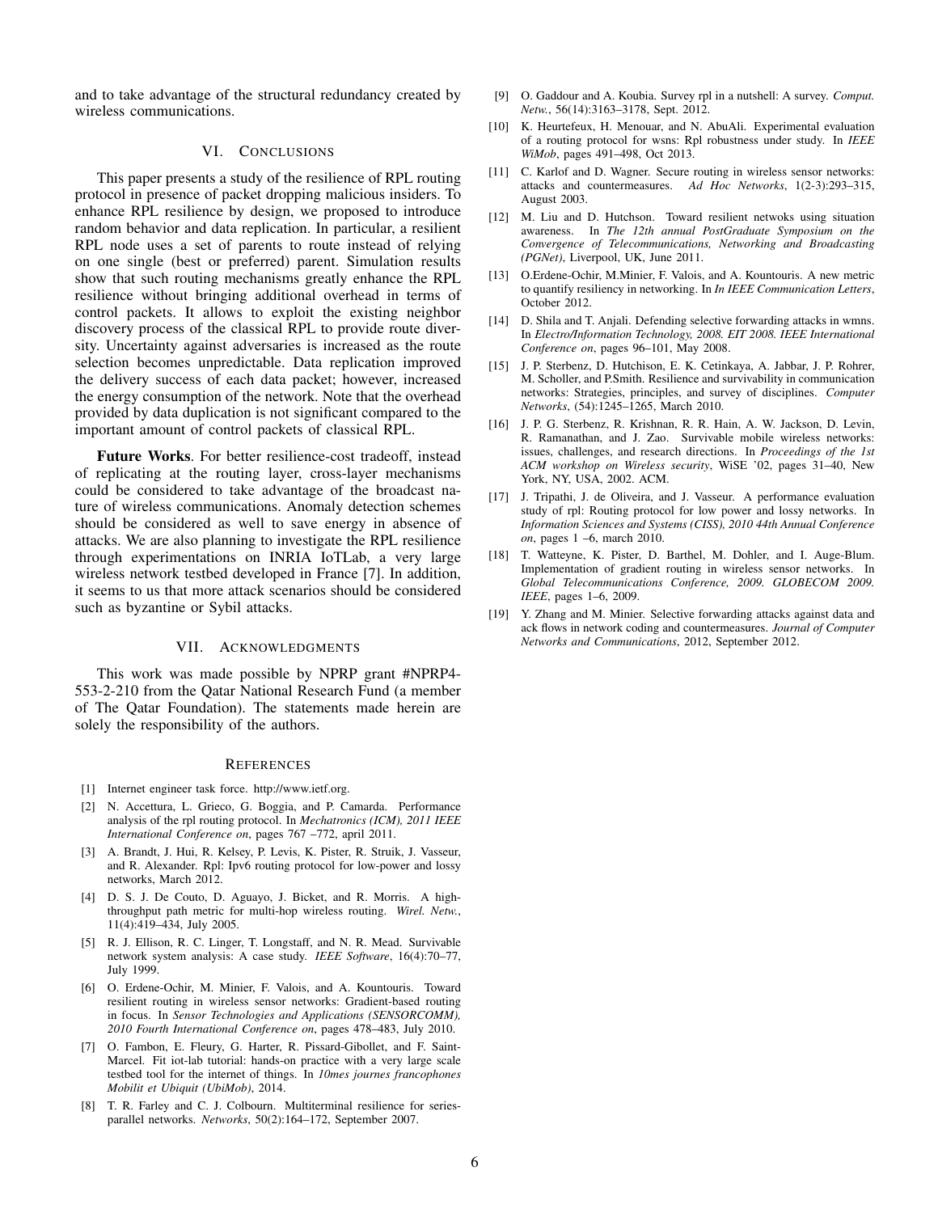and to take advantage of the structural redundancy created by wireless communications.

## VI. Conclusions

This paper presents a study of the resilience of RPL routing protocol in presence of packet dropping malicious insiders. To enhance RPL resilience by design, we proposed to introduce random behavior and data replication. In particular, a resilient RPL node uses a set of parents to route instead of relying on one single (best or preferred) parent. Simulation results show that such routing mechanisms greatly enhance the RPL resilience without bringing additional overhead in terms of control packets. It allows to exploit the existing neighbor discovery process of the classical RPL to provide route diversity. Uncertainty against adversaries is increased as the route selection becomes unpredictable. Data replication improved the delivery success of each data packet; however, increased the energy consumption of the network. Note that the overhead provided by data duplication is not significant compared to the important amount of control packets of classical RPL.

**Future Works**. For better resilience-cost tradeoff, instead of replicating at the routing layer, cross-layer mechanisms could be considered to take advantage of the broadcast nature of wireless communications. Anomaly detection schemes should be considered as well to save energy in absence of attacks. We are also planning to investigate the RPL resilience through experimentations on INRIA IoTLab, a very large wireless network testbed developed in France [7]. In addition, it seems to us that more attack scenarios should be considered such as byzantine or Sybil attacks.

## VII. Acknowledgments

This work was made possible by NPRP grant #NPRP4-553-2-210 from the Qatar National Research Fund (a member of The Qatar Foundation). The statements made herein are solely the responsibility of the authors.

## References

[1] Internet engineer task force. http://www.ietf.org.

[2] N. Accettura, L. Grieco, G. Boggia, and P. Camarda. Performance analysis of the rpl routing protocol. In *Mechatronics (ICM), 2011 IEEE International Conference on*, pages 767 –772, april 2011.

[3] A. Brandt, J. Hui, R. Kelsey, P. Levis, K. Pister, R. Struik, J. Vasseur, and R. Alexander. Rpl: Ipv6 routing protocol for low-power and lossy networks, March 2012.

[4] D. S. J. De Couto, D. Aguayo, J. Bicket, and R. Morris. A high-throughput path metric for multi-hop wireless routing. *Wirel. Netw.*, 11(4):419–434, July 2005.

[5] R. J. Ellison, R. C. Linger, T. Longstaff, and N. R. Mead. Survivable network system analysis: A case study. *IEEE Software*, 16(4):70–77, July 1999.

[6] O. Erdene-Ochir, M. Minier, F. Valois, and A. Kountouris. Toward resilient routing in wireless sensor networks: Gradient-based routing in focus. In *Sensor Technologies and Applications (SENSORCOMM), 2010 Fourth International Conference on*, pages 478–483, July 2010.

[7] O. Fambon, E. Fleury, G. Harter, R. Pissard-Gibollet, and F. Saint-Marcel. Fit iot-lab tutorial: hands-on practice with a very large scale testbed tool for the internet of things. In *10mes journes francophones Mobilit et Ubiquit (UbiMob)*, 2014.

[8] T. R. Farley and C. J. Colbourn. Multiterminal resilience for series-parallel networks. *Networks*, 50(2):164–172, September 2007.

[9] O. Gaddour and A. Koubia. Survey rpl in a nutshell: A survey. *Comput. Netw.*, 56(14):3163–3178, Sept. 2012.

[10] K. Heurtefeux, H. Menouar, and N. AbuAli. Experimental evaluation of a routing protocol for wsns: Rpl robustness under study. In *IEEE WiMob*, pages 491–498, Oct 2013.

[11] C. Karlof and D. Wagner. Secure routing in wireless sensor networks: attacks and countermeasures. *Ad Hoc Networks*, 1(2-3):293–315, August 2003.

[12] M. Liu and D. Hutchson. Toward resilient netwoks using situation awareness. In *The 12th annual PostGraduate Symposium on the Convergence of Telecommunications, Networking and Broadcasting (PGNet)*, Liverpool, UK, June 2011.

[13] O.Erdene-Ochir, M.Minier, F. Valois, and A. Kountouris. A new metric to quantify resiliency in networking. In *In IEEE Communication Letters*, October 2012.

[14] D. Shila and T. Anjali. Defending selective forwarding attacks in wmns. In *Electro/Information Technology, 2008. EIT 2008. IEEE International Conference on*, pages 96–101, May 2008.

[15] J. P. Sterbenz, D. Hutchison, E. K. Cetinkaya, A. Jabbar, J. P. Rohrer, M. Scholler, and P.Smith. Resilience and survivability in communication networks: Strategies, principles, and survey of disciplines. *Computer Networks*, (54):1245–1265, March 2010.

[16] J. P. G. Sterbenz, R. Krishnan, R. R. Hain, A. W. Jackson, D. Levin, R. Ramanathan, and J. Zao. Survivable mobile wireless networks: issues, challenges, and research directions. In *Proceedings of the 1st ACM workshop on Wireless security*, WiSE '02, pages 31–40, New York, NY, USA, 2002. ACM.

[17] J. Tripathi, J. de Oliveira, and J. Vasseur. A performance evaluation study of rpl: Routing protocol for low power and lossy networks. In *Information Sciences and Systems (CISS), 2010 44th Annual Conference on*, pages 1 –6, march 2010.

[18] T. Watteyne, K. Pister, D. Barthel, M. Dohler, and I. Auge-Blum. Implementation of gradient routing in wireless sensor networks. In *Global Telecommunications Conference, 2009. GLOBECOM 2009. IEEE*, pages 1–6, 2009.

[19] Y. Zhang and M. Minier. Selective forwarding attacks against data and ack flows in network coding and countermeasures. *Journal of Computer Networks and Communications*, 2012, September 2012.